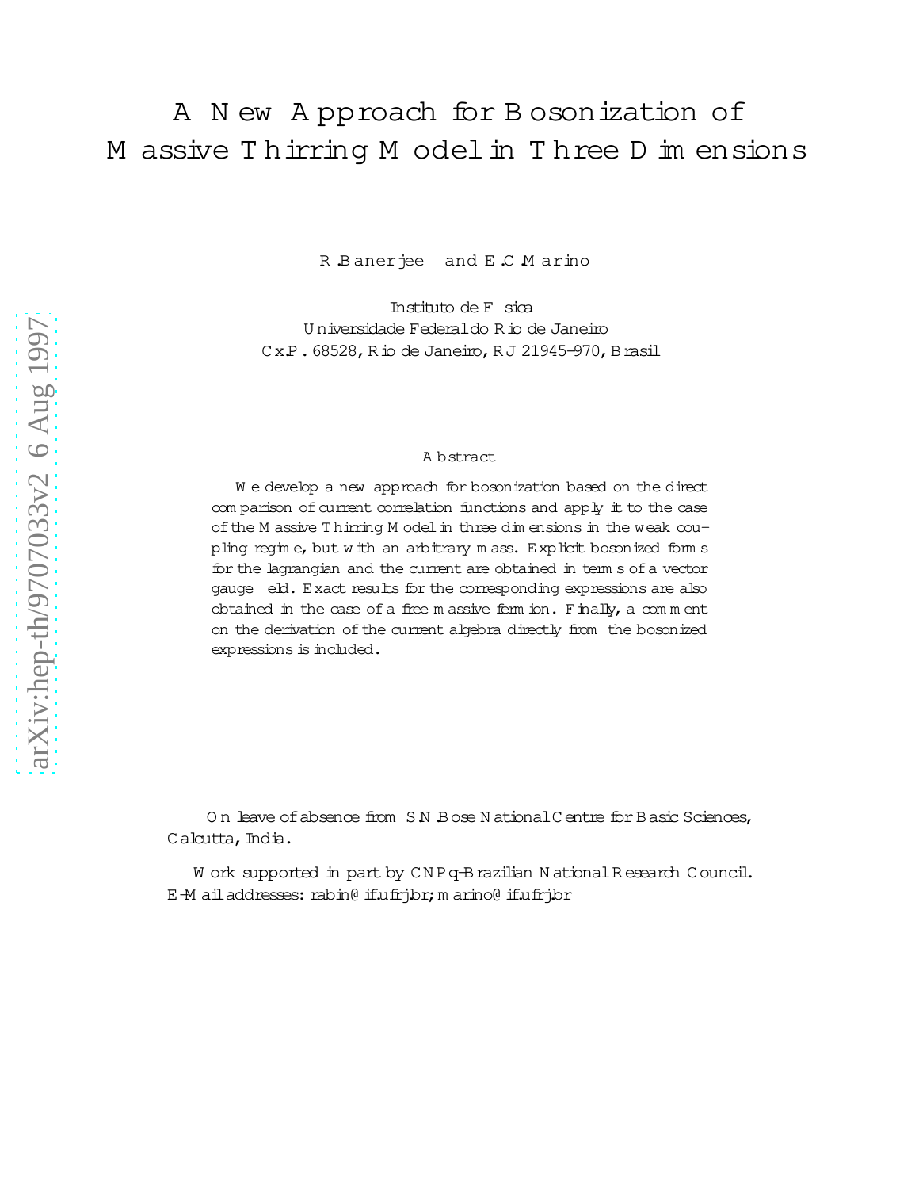# A New Approach for Bosonization of Massive Thirring Model in Three Dimensions

R. Banerjee and E.C. Marino

Instituto de Física
Universidade Federal do Rio de Janeiro
Cx.P. 68528, Rio de Janeiro, RJ 21945-970, Brasil

## Abstract

We develop a new approach for bosonization based on the direct comparison of current correlation functions and apply it to the case of the Massive Thirring Model in three dimensions in the weak coupling regime, but with an arbitrary mass. Explicit bosonized forms for the lagrangian and the current are obtained in terms of a vector gauge field. Exact results for the corresponding expressions are also obtained in the case of a free massive fermion. Finally, a comment on the derivation of the current algebra directly from the bosonized expressions is included.

On leave of absence from S.N. Bose National Centre for Basic Sciences, Calcutta, India.

Work supported in part by CNPq-Brazilian National Research Council. E-Mail addresses: rabin@if.ufrj.br; marino@if.ufrj.br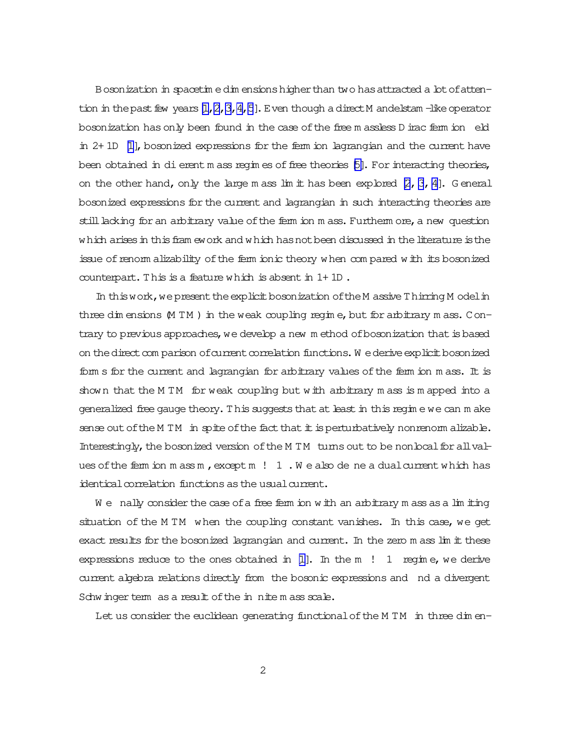Bosonization in spacetime dimensions higher than two has attracted a lot of attention in the past few years [1, 2, 3, 4, 5]. Even though a direct Mandelstam-like operator bosonization has only been found in the case of the free massless Dirac fermion field in 2+1D [1], bosonized expressions for the fermion lagrangian and the current have been obtained in different mass regimes of free theories [5]. For interacting theories, on the other hand, only the large mass limit has been explored [2, 3, 4]. General bosonized expressions for the current and lagrangian in such interacting theories are still lacking for an arbitrary value of the fermion mass. Furthermore, a new question which arises in this framework and which has not been discussed in the literature is the issue of renormalizability of the fermionic theory when compared with its bosonized counterpart. This is a feature which is absent in 1+1D.

In this work, we present the explicit bosonization of the Massive Thirring Model in three dimensions (MTM) in the weak coupling regime, but for arbitrary mass. Contrary to previous approaches, we develop a new method of bosonization that is based on the direct comparison of current correlation functions. We derive explicit bosonized forms for the current and lagrangian for arbitrary values of the fermion mass. It is shown that the MTM for weak coupling but with arbitrary mass is mapped into a generalized free gauge theory. This suggests that at least in this regime we can make sense out of the MTM in spite of the fact that it is perturbatively nonrenormalizable. Interestingly, the bosonized version of the MTM turns out to be nonlocal for all values of the fermion mass $m$, except $m \to \infty$. We also define a dual current which has identical correlation functions as the usual current.

We finally consider the case of a free fermion with an arbitrary mass as a limiting situation of the MTM when the coupling constant vanishes. In this case, we get exact results for the bosonized lagrangian and current. In the zero mass limit these expressions reduce to the ones obtained in [1]. In the $m \to \infty$ regime, we derive current algebra relations directly from the bosonic expressions and find a divergent Schwinger term as a result of the infinite mass scale.

Let us consider the euclidean generating functional of the MTM in three dimen-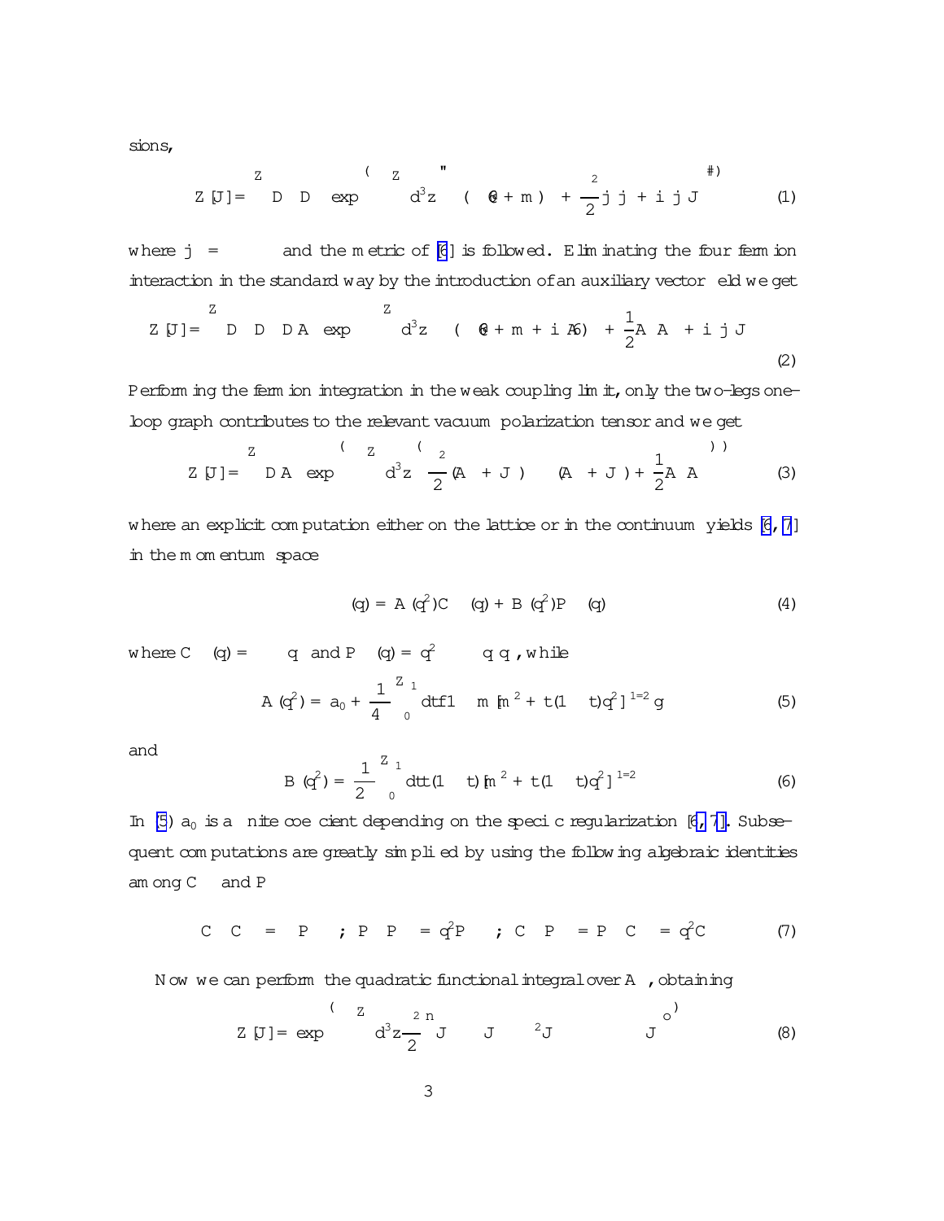sions,

$$Z[J] = \int \mathcal{D}\bar{\psi}\,\mathcal{D}\psi \exp\left\{-\int d^3z \left[\bar{\psi}(\partial\!\!\!/ + m)\psi + \frac{\lambda^2}{2} j_\mu j_\mu + i j_\mu J_\mu\right]\right\} \tag{1}$$

where $j_\mu = \bar{\psi}\gamma_\mu\psi$ and the metric of [6] is followed. Eliminating the four fermion interaction in the standard way by the introduction of an auxiliary vector field we get

$$Z[J] = \int \mathcal{D}\bar{\psi}\,\mathcal{D}\psi\,\mathcal{D}A_\mu \exp\left\{-\int d^3z \left[\bar{\psi}(\partial\!\!\!/ + m + i\lambda A\!\!\!/)\psi + \frac{1}{2}A_\mu A_\mu + i j_\mu J_\mu\right]\right\} \tag{2}$$

Performing the fermion integration in the weak coupling limit, only the two-legs one-loop graph contributes to the relevant vacuum polarization tensor and we get

$$Z[J] = \int \mathcal{D}A_\mu \exp\left\{-\int d^3z \left\{\frac{\lambda^2}{2}(A_\mu + J_\mu)\Pi_{\mu\nu}(A_\nu + J_\nu) + \frac{1}{2}A_\mu A_\mu\right\}\right\} \tag{3}$$

where an explicit computation either on the lattice or in the continuum yields [6, 7] in the momentum space

$$\Pi_{\mu\nu}(q) = A(q^2)C_{\mu\nu}(q) + B(q^2)P_{\mu\nu}(q) \tag{4}$$

where $C_{\mu\nu}(q) = \epsilon_{\mu\nu\rho}q_\rho$ and $P_{\mu\nu}(q) = q^2\delta_{\mu\nu} - q_\mu q_\nu$, while

$$A(q^2) = a_0 + \frac{1}{4\pi}\int_0^1 dt\{1 - m[m^2 + t(1-t)q^2]^{-1/2}\} \tag{5}$$

and

$$B(q^2) = \frac{1}{2\pi}\int_0^1 dt\,t(1-t)[m^2 + t(1-t)q^2]^{-1/2} \tag{6}$$

In (5) $a_0$ is a finite coefficient depending on the specific regularization [6, 7]. Subsequent computations are greatly simplified by using the following algebraic identities among $C_{\mu\nu}$ and $P_{\mu\nu}$

$$C_{\mu\lambda}C_{\lambda\nu} = -P_{\mu\nu} \quad ; \quad P_{\mu\lambda}P_{\lambda\nu} = q^2 P_{\mu\nu} \quad ; \quad C_{\mu\lambda}P_{\lambda\nu} = P_{\mu\lambda}C_{\lambda\nu} = q^2 C_{\mu\nu} \tag{7}$$

Now we can perform the quadratic functional integral over $A_\mu$, obtaining

$$Z[J] = \exp\left\{-\int d^3z \frac{\lambda^2}{2}\left\{J_\mu \Pi_{\mu\nu} J_\nu - \lambda^2 J_\mu \cdots J_\nu\right\}\right\} \tag{8}$$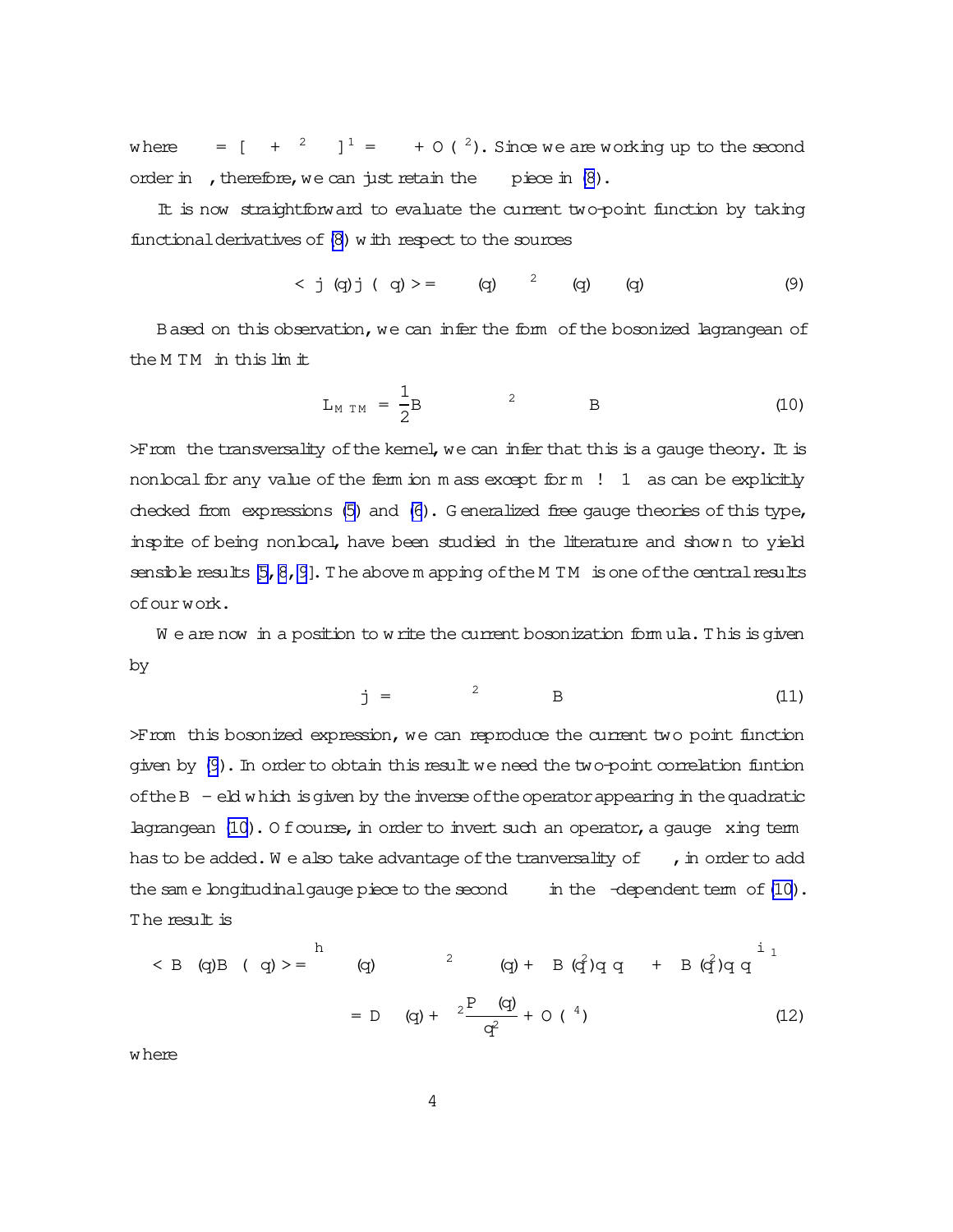where $= [\quad + \;^{2} \quad]^{1} = \quad + O(\;^{2})$. Since we are working up to the second order in , therefore, we can just retain the piece in (8).

It is now straightforward to evaluate the current two-point function by taking functional derivatives of (8) with respect to the sources

$$< j \;(q) j \;(\;q) > = \quad (q) \quad ^{2} \quad (q) \quad (q) \tag{9}$$

Based on this observation, we can infer the form of the bosonized lagrangean of the MTM in this limit

$$L_{MTM} = \frac{1}{2} B \qquad ^{2} \qquad B \tag{10}$$

>From the transversality of the kernel, we can infer that this is a gauge theory. It is nonlocal for any value of the fermion mass except for $m \;!\; 1$ as can be explicitly checked from expressions (5) and (6). Generalized free gauge theories of this type, inspite of being nonlocal, have been studied in the literature and shown to yield sensible results [5, 8, 9]. The above mapping of the MTM is one of the central results of our work.

We are now in a position to write the current bosonization formula. This is given by

$$j = \qquad ^{2} \qquad B \tag{11}$$

>From this bosonized expression, we can reproduce the current two point function given by (9). In order to obtain this result we need the two-point correlation funtion of the B - eld which is given by the inverse of the operator appearing in the quadratic lagrangean (10). Of course, in order to invert such an operator, a gauge xing term has to be added. We also take advantage of the tranversality of , in order to add the same longitudinal gauge piece to the second in the -dependent term of (10). The result is

$$< B \;(q) B \;(\;q) > = \left[ \quad (q) \qquad ^{2} \qquad (q) + \quad B\,(q^{2}) q \, q \quad + \quad B\,(q^{2}) q \, q \right]^{1}$$

$$= D \quad (q) + \;^{2} \frac{P \quad (q)}{q^{2}} + O(\;^{4}) \tag{12}$$

where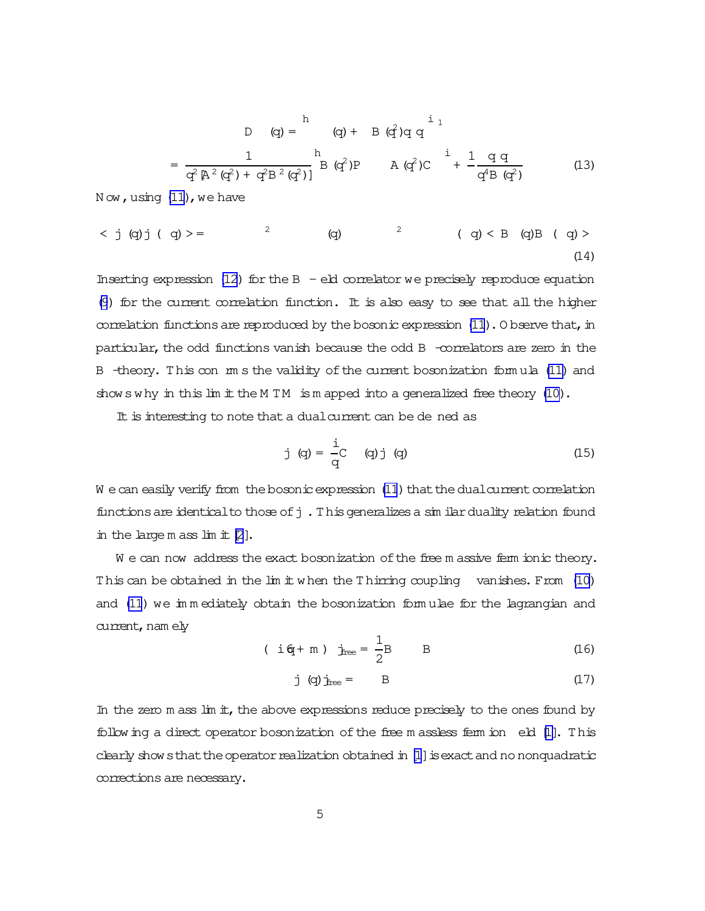$$D_{\mu\nu}(q) = \left[ \Delta_{\mu\nu}(q) + \lambda B(q^2) q_\mu q_\nu \right]^{-1}$$

$$= \frac{1}{q^2 [A^2(q^2) + q^2 B^2(q^2)]} \left[ B(q^2) P_{\mu\nu} - A(q^2) C_{\mu\nu} \right] + \frac{1}{\lambda} \frac{q_\mu q_\nu}{q^4 B(q^2)} \tag{13}$$

Now, using (11), we have

$$< j_\mu(q) j_\nu(-q) > = -\lambda^2 \Delta_{\mu\alpha}(q) - \lambda^2 \Delta_{\mu\alpha}(q) \Delta_{\nu\beta}(-q) < B_\alpha(q) B_\beta(-q) > \tag{14}$$

Inserting expression (12) for the $B$ -field correlator we precisely reproduce equation (9) for the current correlation function. It is also easy to see that all the higher correlation functions are reproduced by the bosonic expression (11). Observe that, in particular, the odd functions vanish because the odd $B$ -correlators are zero in the $B$ -theory. This confirms the validity of the current bosonization formula (11) and shows why in this limit the MTM is mapped into a generalized free theory (10).

It is interesting to note that a dual current can be defined as

$$\tilde{j}_\mu(q) = \frac{i}{q} C_{\mu\nu}(q) j_\nu(q) \tag{15}$$

We can easily verify from the bosonic expression (11) that the dual current correlation functions are identical to those of $j_\mu$. This generalizes a similar duality relation found in the large mass limit [2].

We can now address the exact bosonization of the free massive fermionic theory. This can be obtained in the limit when the Thirring coupling $\lambda$ vanishes. From (10) and (11) we immediately obtain the bosonization formulae for the lagrangian and current, namely

$$\bar{\psi}(i\not{\partial} + m)\psi|_{free} = \frac{1}{2} B_\mu \Delta_{\mu\nu} B_\nu \tag{16}$$

$$j_\mu(q)|_{free} = \Delta_{\mu\nu} B_\nu \tag{17}$$

In the zero mass limit, the above expressions reduce precisely to the ones found by following a direct operator bosonization of the free massless fermion field [1]. This clearly shows that the operator realization obtained in [1] is exact and no nonquadratic corrections are necessary.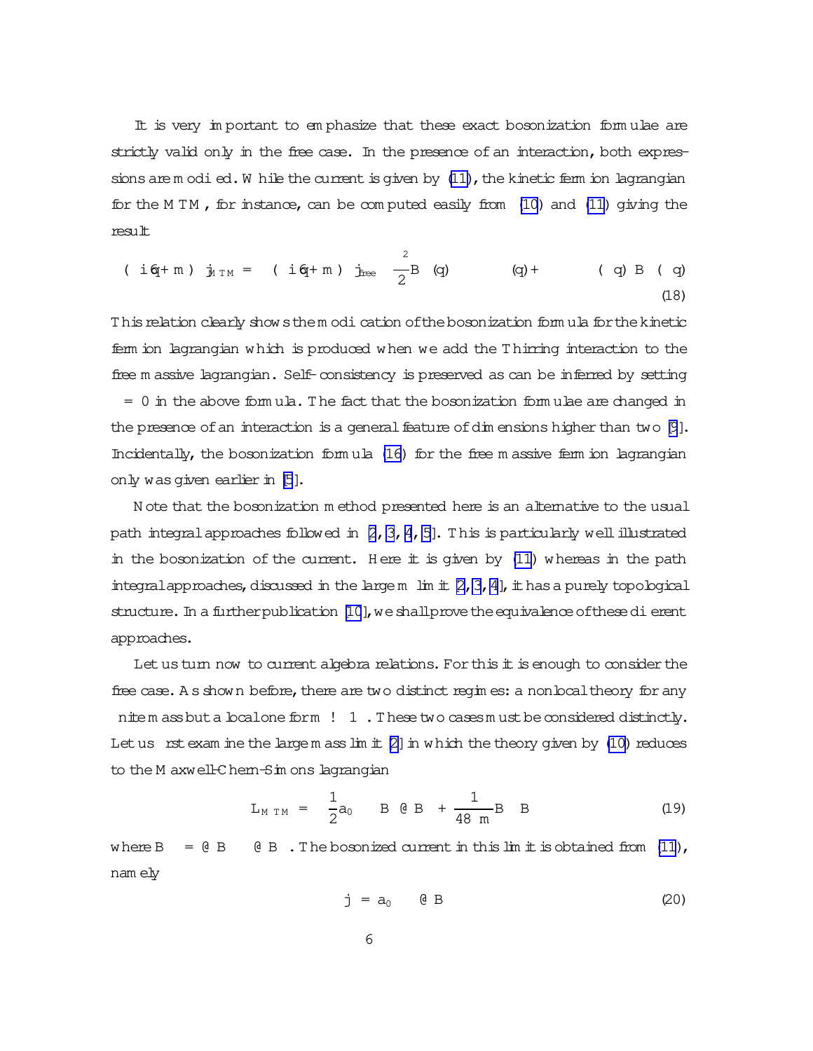It is very important to emphasize that these exact bosonization formulae are strictly valid only in the free case. In the presence of an interaction, both expressions are modified. While the current is given by (11), the kinetic fermion lagrangian for the MTM, for instance, can be computed easily from (10) and (11) giving the result

$$
(i\not{\partial}+m)\,j_{MTM} = (i\not{\partial}+m)\,j_{free} - \frac{\lambda^2}{2}B_{\mu}(q)\;\;\;\;\;\;\;\;(q) + \;\;\;\;\;\;\;\;(-q)\,B\;\;(-q) \tag{18}
$$

This relation clearly shows the modification of the bosonization formula for the kinetic fermion lagrangian which is produced when we add the Thirring interaction to the free massive lagrangian. Self-consistency is preserved as can be inferred by setting $\lambda = 0$ in the above formula. The fact that the bosonization formulae are changed in the presence of an interaction is a general feature of dimensions higher than two [9]. Incidentally, the bosonization formula (16) for the free massive fermion lagrangian only was given earlier in [5].

Note that the bosonization method presented here is an alternative to the usual path integral approaches followed in [2, 3, 4, 5]. This is particularly well illustrated in the bosonization of the current. Here it is given by (11) whereas in the path integral approaches, discussed in the large $m$ limit [2, 3, 4], it has a purely topological structure. In a further publication [10], we shall prove the equivalence of these different approaches.

Let us turn now to current algebra relations. For this it is enough to consider the free case. As shown before, there are two distinct regimes: a nonlocal theory for any finite mass but a local one for $m \to \infty$. These two cases must be considered distinctly. Let us first examine the large mass limit [2] in which the theory given by (10) reduces to the Maxwell-Chern-Simons lagrangian

$$
L_{MTM} = \frac{1}{2}a_0\;\;\;\;B\;\partial B\; + \frac{1}{48\;m}B\;\;\;B \tag{19}
$$

where $B = \partial B - \partial B$. The bosonized current in this limit is obtained from (11), namely

$$
j = a_0\;\;\;\;\partial B \tag{20}
$$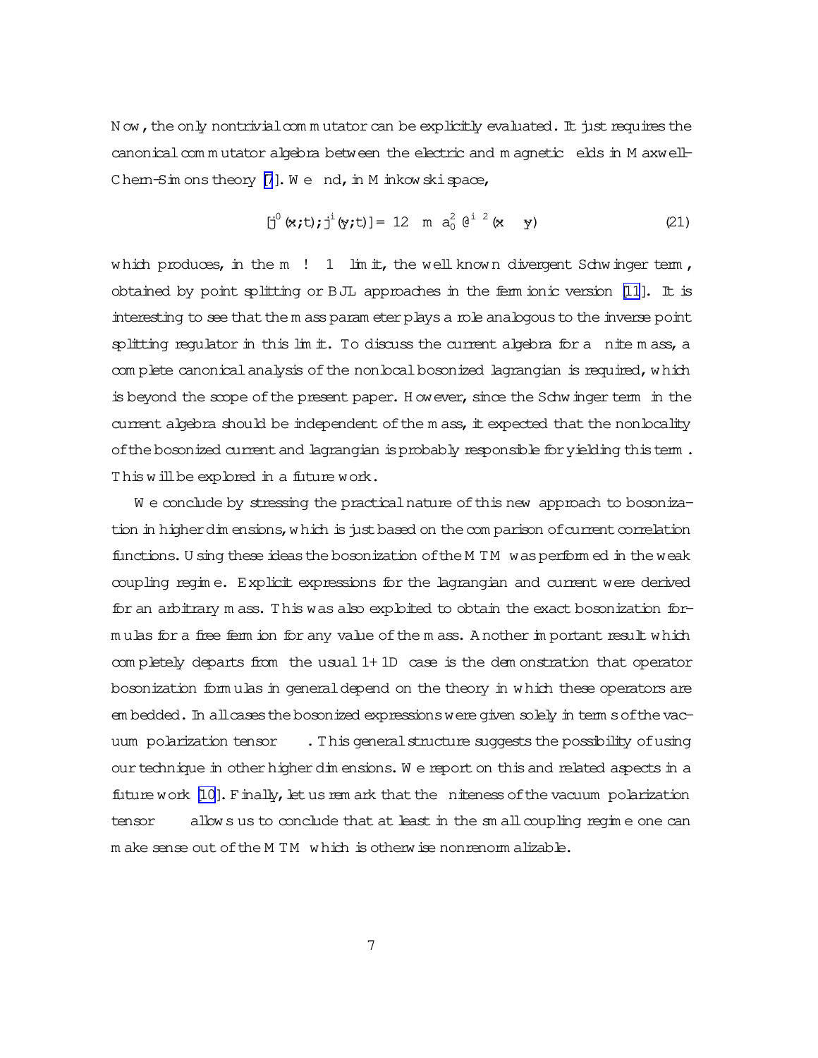Now, the only nontrivial commutator can be explicitly evaluated. It just requires the canonical commutator algebra between the electric and magnetic fields in Maxwell-Chern-Simons theory [7]. We find, in Minkowski space,

$$[j^0(\mathbf{x};t); j^i(\mathbf{y};t)] = \frac{1}{2\pi} m a_0^2 \partial^i \delta^2(\mathbf{x}-\mathbf{y}) \tag{21}$$

which produces, in the $m \to \infty$ limit, the well known divergent Schwinger term, obtained by point splitting or BJL approaches in the fermionic version [11]. It is interesting to see that the mass parameter plays a role analogous to the inverse point splitting regulator in this limit. To discuss the current algebra for a finite mass, a complete canonical analysis of the nonlocal bosonized lagrangian is required, which is beyond the scope of the present paper. However, since the Schwinger term in the current algebra should be independent of the mass, it expected that the nonlocality of the bosonized current and lagrangian is probably responsible for yielding this term. This will be explored in a future work.

We conclude by stressing the practical nature of this new approach to bosonization in higher dimensions, which is just based on the comparison of current correlation functions. Using these ideas the bosonization of the MTM was performed in the weak coupling regime. Explicit expressions for the lagrangian and current were derived for an arbitrary mass. This was also exploited to obtain the exact bosonization formulas for a free fermion for any value of the mass. Another important result which completely departs from the usual 1+1D case is the demonstration that operator bosonization formulas in general depend on the theory in which these operators are embedded. In all cases the bosonized expressions were given solely in terms of the vacuum polarization tensor $\Pi_{\mu\nu}$. This general structure suggests the possibility of using our technique in other higher dimensions. We report on this and related aspects in a future work [10]. Finally, let us remark that the finiteness of the vacuum polarization tensor $\Pi_{\mu\nu}$ allows us to conclude that at least in the small coupling regime one can make sense out of the MTM which is otherwise nonrenormalizable.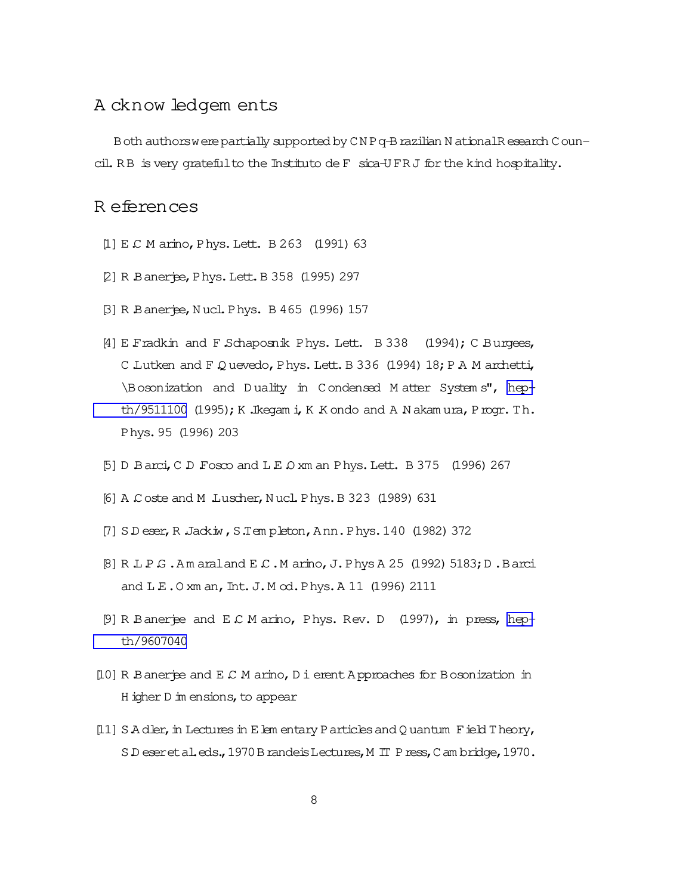## Acknowledgements

Both authors were partially supported by CNPq-Brazilian National Research Council. RB is very grateful to the Instituto de Física-UFRJ for the kind hospitality.

## References

[1] E.C.Marino, Phys. Lett. B 263 (1991) 63

[2] R.Banerjee, Phys. Lett. B 358 (1995) 297

[3] R.Banerjee, Nucl. Phys. B 465 (1996) 157

[4] E.Fradkin and F.Schaposnik Phys. Lett. B 338 (1994); C.Burgees, C.Lutken and F.Quevedo, Phys. Lett. B 336 (1994) 18; P.A.Marchetti, "Bosonization and Duality in Condensed Matter Systems", hep-th/9511100 (1995); K.Ikegami, K.Kondo and A.Nakamura, Progr. Th. Phys. 95 (1996) 203

[5] D.Barci, C.D.Fosco and L.E.Oxman Phys. Lett. B 375 (1996) 267

[6] A.Coste and M.Luscher, Nucl. Phys. B 323 (1989) 631

[7] S.Deser, R.Jackiw, S.Templeton, Ann. Phys. 140 (1982) 372

[8] R.L.P.G.Amaral and E.C.Marino, J. Phys A 25 (1992) 5183; D.Barci and L.E.Oxman, Int. J. Mod. Phys. A 11 (1996) 2111

[9] R.Banerjee and E.C.Marino, Phys. Rev. D (1997), in press, hep-th/9607040

[10] R.Banerjee and E.C.Marino, Different Approaches for Bosonization in Higher Dimensions, to appear

[11] S.Adler, in Lectures in Elementary Particles and Quantum Field Theory, S.Deser et al. eds., 1970 Brandeis Lectures, MIT Press, Cambridge, 1970.